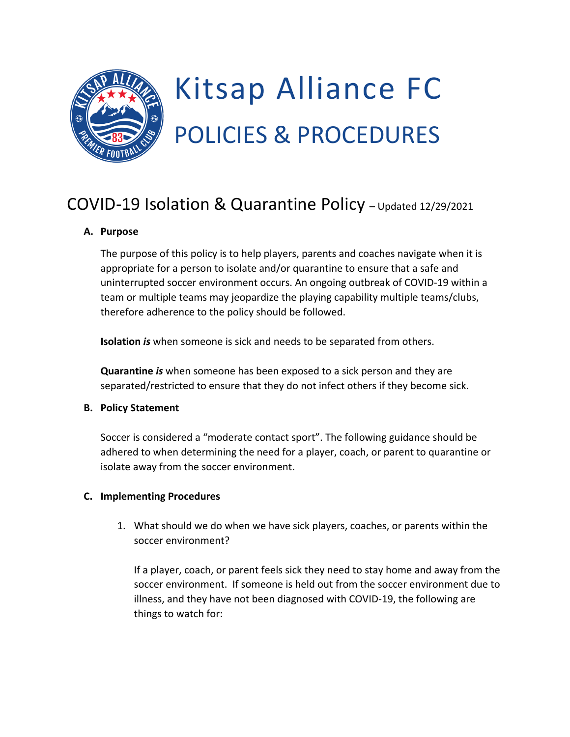# Kitsap Alliance FC
## POLICIES & PROCEDURES

## COVID-19 Isolation & Quarantine Policy – Updated 12/29/2021

**A. Purpose**

The purpose of this policy is to help players, parents and coaches navigate when it is appropriate for a person to isolate and/or quarantine to ensure that a safe and uninterrupted soccer environment occurs. An ongoing outbreak of COVID-19 within a team or multiple teams may jeopardize the playing capability multiple teams/clubs, therefore adherence to the policy should be followed.

**Isolation *is*** when someone is sick and needs to be separated from others.

**Quarantine *is*** when someone has been exposed to a sick person and they are separated/restricted to ensure that they do not infect others if they become sick.

**B. Policy Statement**

Soccer is considered a "moderate contact sport". The following guidance should be adhered to when determining the need for a player, coach, or parent to quarantine or isolate away from the soccer environment.

**C. Implementing Procedures**

1. What should we do when we have sick players, coaches, or parents within the soccer environment?

   If a player, coach, or parent feels sick they need to stay home and away from the soccer environment. If someone is held out from the soccer environment due to illness, and they have not been diagnosed with COVID-19, the following are things to watch for: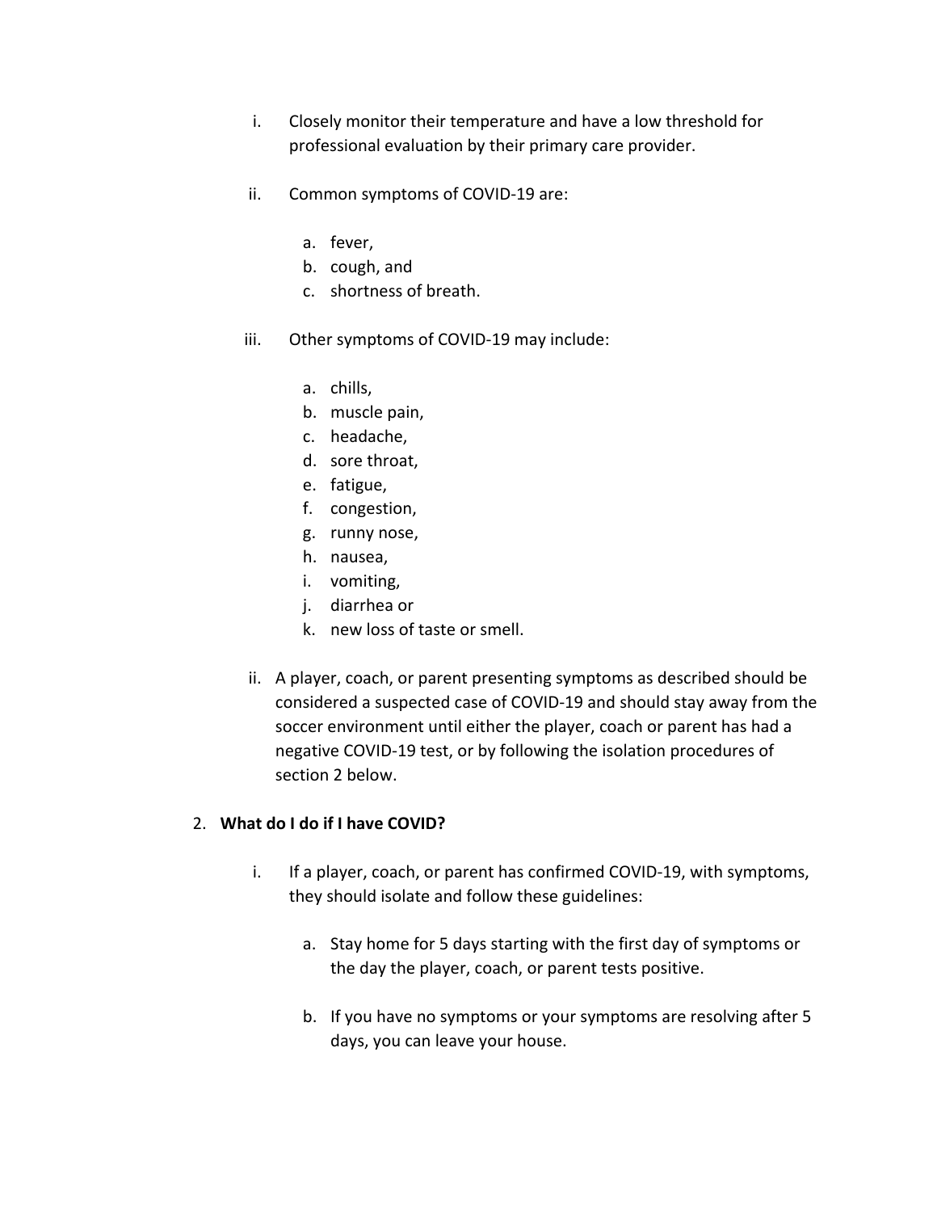i. Closely monitor their temperature and have a low threshold for professional evaluation by their primary care provider.

ii. Common symptoms of COVID-19 are:

   a. fever,
   b. cough, and
   c. shortness of breath.

iii. Other symptoms of COVID-19 may include:

   a. chills,
   b. muscle pain,
   c. headache,
   d. sore throat,
   e. fatigue,
   f. congestion,
   g. runny nose,
   h. nausea,
   i. vomiting,
   j. diarrhea or
   k. new loss of taste or smell.

ii. A player, coach, or parent presenting symptoms as described should be considered a suspected case of COVID-19 and should stay away from the soccer environment until either the player, coach or parent has had a negative COVID-19 test, or by following the isolation procedures of section 2 below.

2. **What do I do if I have COVID?**

   i. If a player, coach, or parent has confirmed COVID-19, with symptoms, they should isolate and follow these guidelines:

      a. Stay home for 5 days starting with the first day of symptoms or the day the player, coach, or parent tests positive.

      b. If you have no symptoms or your symptoms are resolving after 5 days, you can leave your house.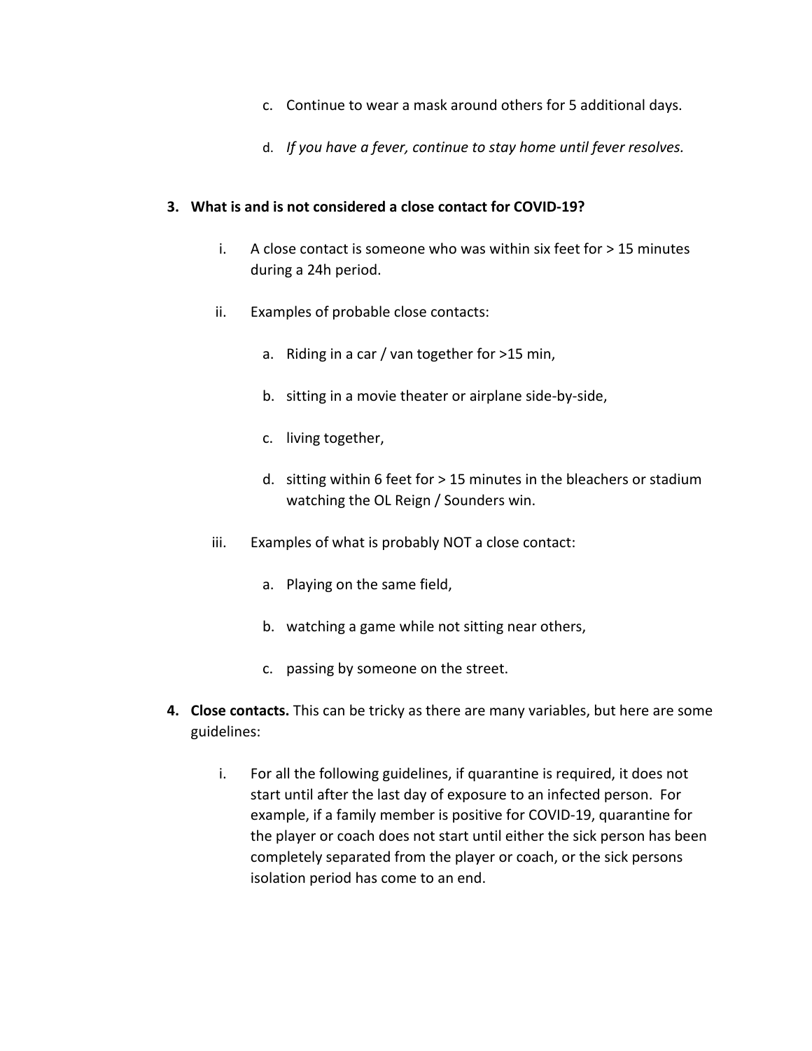c. Continue to wear a mask around others for 5 additional days.

d. *If you have a fever, continue to stay home until fever resolves.*

**3. What is and is not considered a close contact for COVID-19?**

i. A close contact is someone who was within six feet for > 15 minutes during a 24h period.

ii. Examples of probable close contacts:

a. Riding in a car / van together for >15 min,

b. sitting in a movie theater or airplane side-by-side,

c. living together,

d. sitting within 6 feet for > 15 minutes in the bleachers or stadium watching the OL Reign / Sounders win.

iii. Examples of what is probably NOT a close contact:

a. Playing on the same field,

b. watching a game while not sitting near others,

c. passing by someone on the street.

**4. Close contacts.** This can be tricky as there are many variables, but here are some guidelines:

i. For all the following guidelines, if quarantine is required, it does not start until after the last day of exposure to an infected person. For example, if a family member is positive for COVID-19, quarantine for the player or coach does not start until either the sick person has been completely separated from the player or coach, or the sick persons isolation period has come to an end.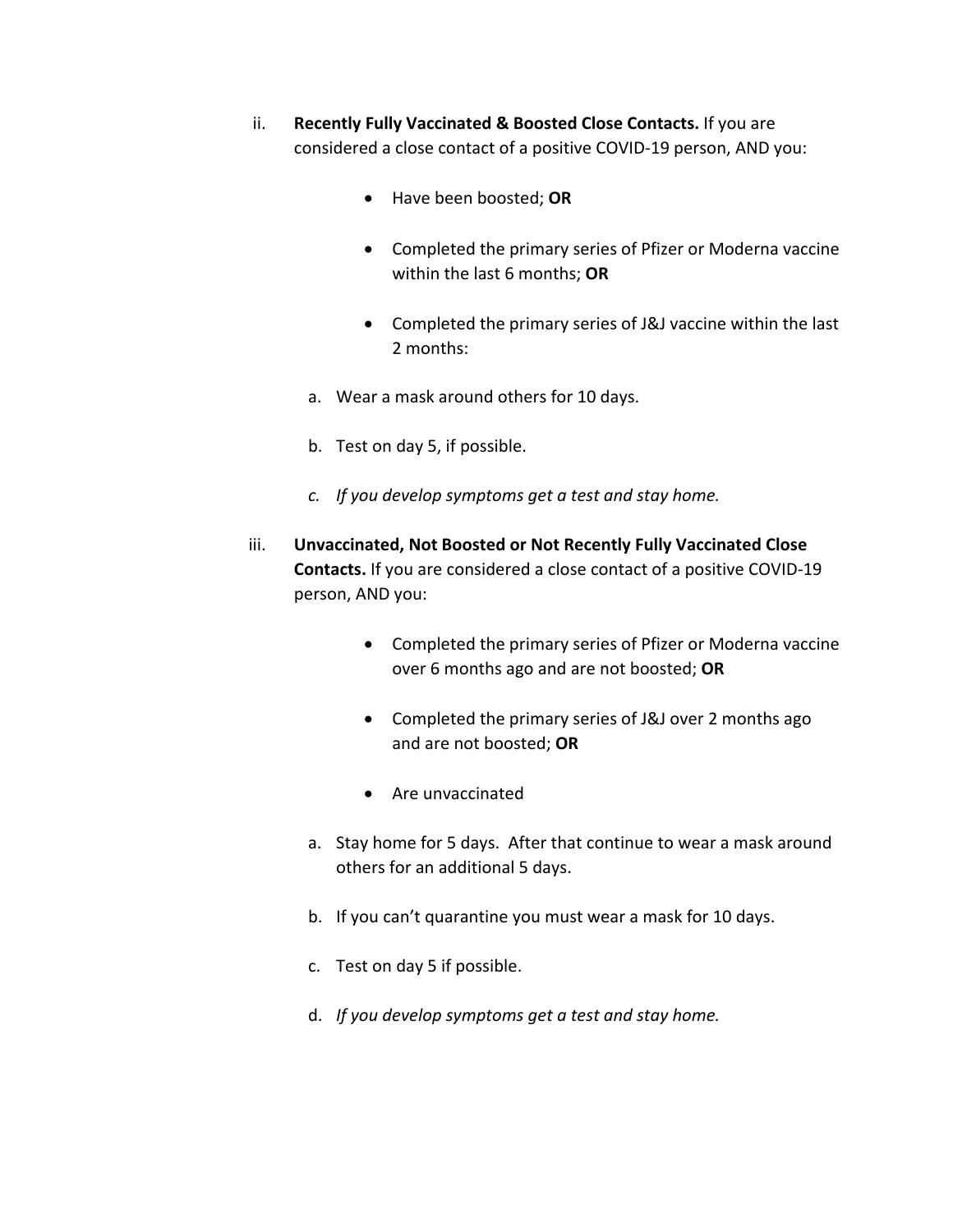ii. **Recently Fully Vaccinated & Boosted Close Contacts.** If you are considered a close contact of a positive COVID-19 person, AND you:

- Have been boosted; **OR**
- Completed the primary series of Pfizer or Moderna vaccine within the last 6 months; **OR**
- Completed the primary series of J&J vaccine within the last 2 months:

  a. Wear a mask around others for 10 days.

  b. Test on day 5, if possible.

  c. *If you develop symptoms get a test and stay home.*

iii. **Unvaccinated, Not Boosted or Not Recently Fully Vaccinated Close Contacts.** If you are considered a close contact of a positive COVID-19 person, AND you:

- Completed the primary series of Pfizer or Moderna vaccine over 6 months ago and are not boosted; **OR**
- Completed the primary series of J&J over 2 months ago and are not boosted; **OR**
- Are unvaccinated

  a. Stay home for 5 days. After that continue to wear a mask around others for an additional 5 days.

  b. If you can't quarantine you must wear a mask for 10 days.

  c. Test on day 5 if possible.

  d. *If you develop symptoms get a test and stay home.*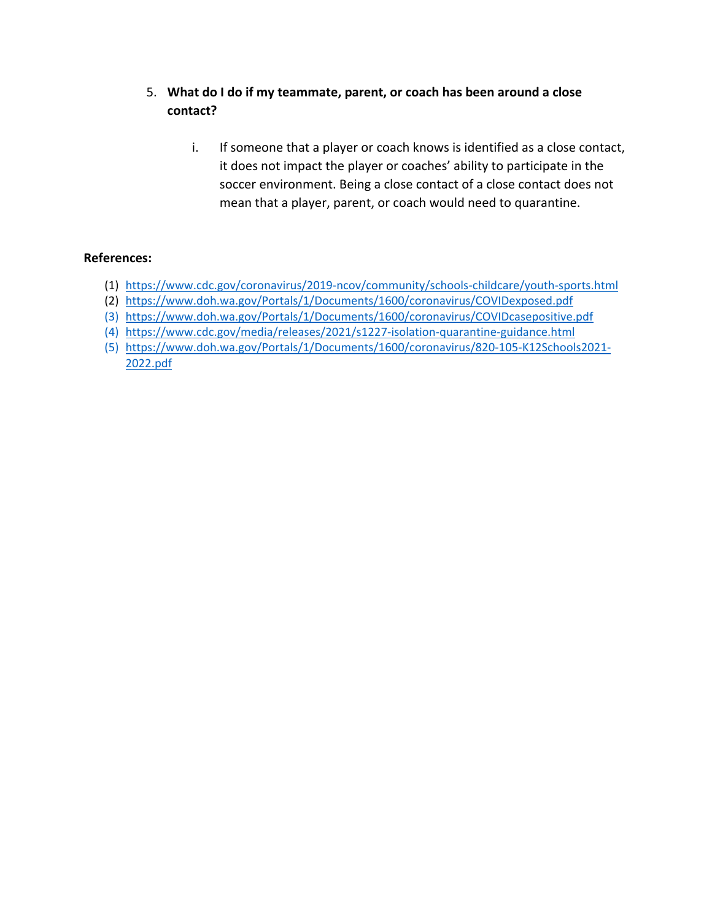5. **What do I do if my teammate, parent, or coach has been around a close contact?**

    i. If someone that a player or coach knows is identified as a close contact, it does not impact the player or coaches' ability to participate in the soccer environment. Being a close contact of a close contact does not mean that a player, parent, or coach would need to quarantine.

**References:**

(1) https://www.cdc.gov/coronavirus/2019-ncov/community/schools-childcare/youth-sports.html
(2) https://www.doh.wa.gov/Portals/1/Documents/1600/coronavirus/COVIDexposed.pdf
(3) https://www.doh.wa.gov/Portals/1/Documents/1600/coronavirus/COVIDcasepositive.pdf
(4) https://www.cdc.gov/media/releases/2021/s1227-isolation-quarantine-guidance.html
(5) https://www.doh.wa.gov/Portals/1/Documents/1600/coronavirus/820-105-K12Schools2021-2022.pdf